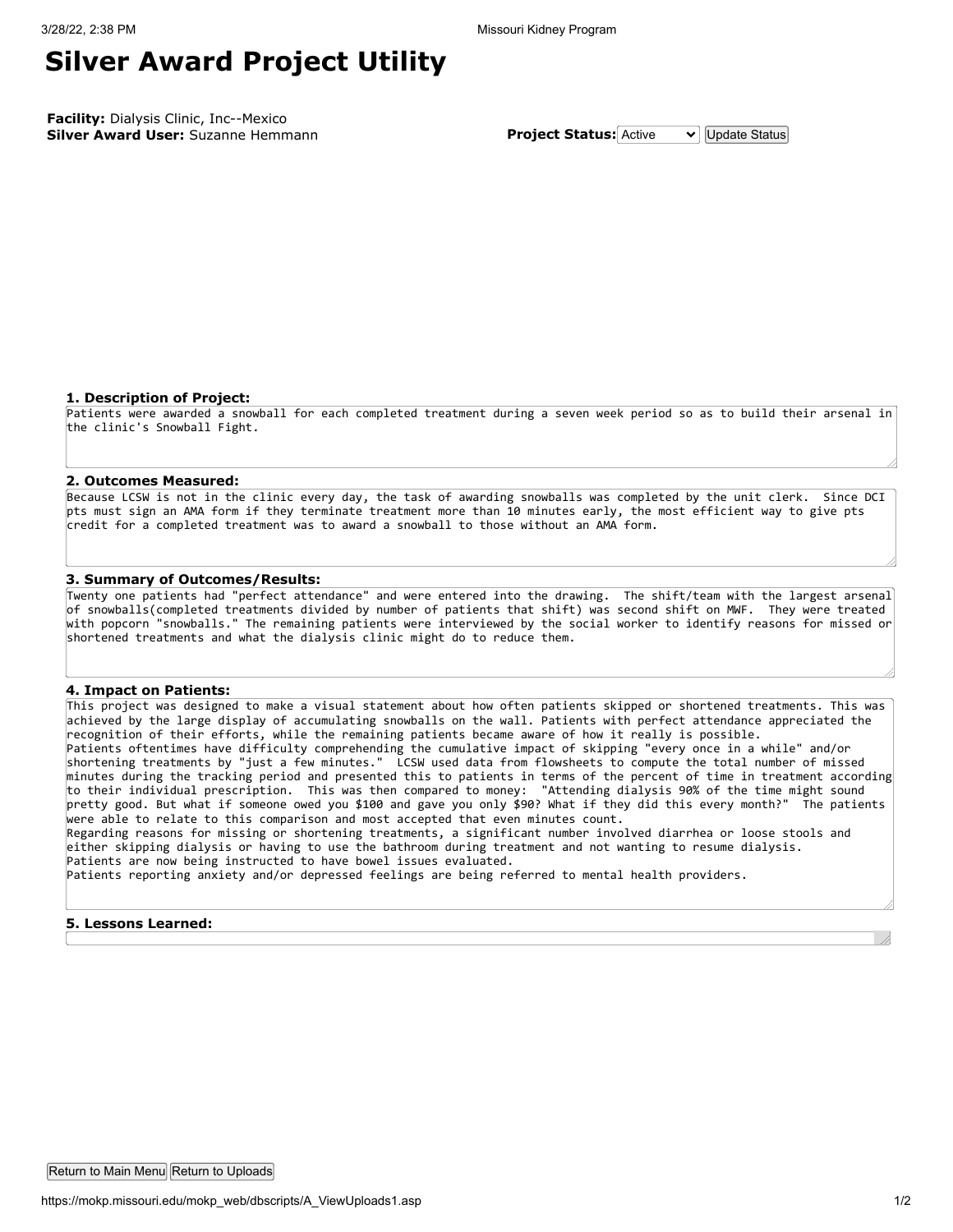# Silver Award Project Utility

**Facility:** Dialysis Clinic, Inc--Mexico
**Silver Award User:** Suzanne Hemmann

**Project Status:** Active

### 1. Description of Project:

Patients were awarded a snowball for each completed treatment during a seven week period so as to build their arsenal in the clinic's Snowball Fight.

### 2. Outcomes Measured:

Because LCSW is not in the clinic every day, the task of awarding snowballs was completed by the unit clerk. Since DCI pts must sign an AMA form if they terminate treatment more than 10 minutes early, the most efficient way to give pts credit for a completed treatment was to award a snowball to those without an AMA form.

### 3. Summary of Outcomes/Results:

Twenty one patients had "perfect attendance" and were entered into the drawing. The shift/team with the largest arsenal of snowballs(completed treatments divided by number of patients that shift) was second shift on MWF. They were treated with popcorn "snowballs." The remaining patients were interviewed by the social worker to identify reasons for missed or shortened treatments and what the dialysis clinic might do to reduce them.

### 4. Impact on Patients:

This project was designed to make a visual statement about how often patients skipped or shortened treatments. This was achieved by the large display of accumulating snowballs on the wall. Patients with perfect attendance appreciated the recognition of their efforts, while the remaining patients became aware of how it really is possible.
Patients oftentimes have difficulty comprehending the cumulative impact of skipping "every once in a while" and/or shortening treatments by "just a few minutes." LCSW used data from flowsheets to compute the total number of missed minutes during the tracking period and presented this to patients in terms of the percent of time in treatment according to their individual prescription. This was then compared to money: "Attending dialysis 90% of the time might sound pretty good. But what if someone owed you $100 and gave you only $90? What if they did this every month?" The patients were able to relate to this comparison and most accepted that even minutes count.
Regarding reasons for missing or shortening treatments, a significant number involved diarrhea or loose stools and either skipping dialysis or having to use the bathroom during treatment and not wanting to resume dialysis.
Patients are now being instructed to have bowel issues evaluated.
Patients reporting anxiety and/or depressed feelings are being referred to mental health providers.

### 5. Lessons Learned: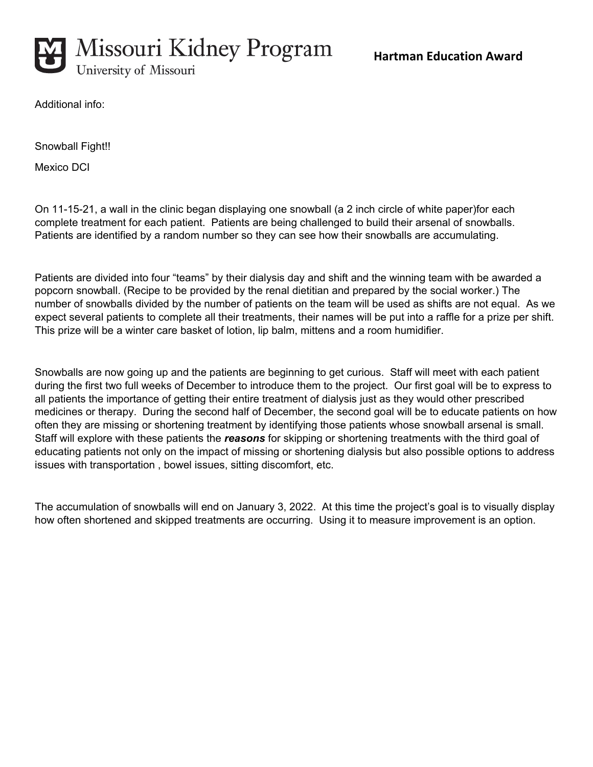Additional info:

Snowball Fight!!

Mexico DCI

On 11-15-21, a wall in the clinic began displaying one snowball (a 2 inch circle of white paper)for each complete treatment for each patient. Patients are being challenged to build their arsenal of snowballs. Patients are identified by a random number so they can see how their snowballs are accumulating.

Patients are divided into four "teams" by their dialysis day and shift and the winning team with be awarded a popcorn snowball. (Recipe to be provided by the renal dietitian and prepared by the social worker.) The number of snowballs divided by the number of patients on the team will be used as shifts are not equal. As we expect several patients to complete all their treatments, their names will be put into a raffle for a prize per shift. This prize will be a winter care basket of lotion, lip balm, mittens and a room humidifier.

Snowballs are now going up and the patients are beginning to get curious. Staff will meet with each patient during the first two full weeks of December to introduce them to the project. Our first goal will be to express to all patients the importance of getting their entire treatment of dialysis just as they would other prescribed medicines or therapy. During the second half of December, the second goal will be to educate patients on how often they are missing or shortening treatment by identifying those patients whose snowball arsenal is small. Staff will explore with these patients the ***reasons*** for skipping or shortening treatments with the third goal of educating patients not only on the impact of missing or shortening dialysis but also possible options to address issues with transportation , bowel issues, sitting discomfort, etc.

The accumulation of snowballs will end on January 3, 2022. At this time the project's goal is to visually display how often shortened and skipped treatments are occurring. Using it to measure improvement is an option.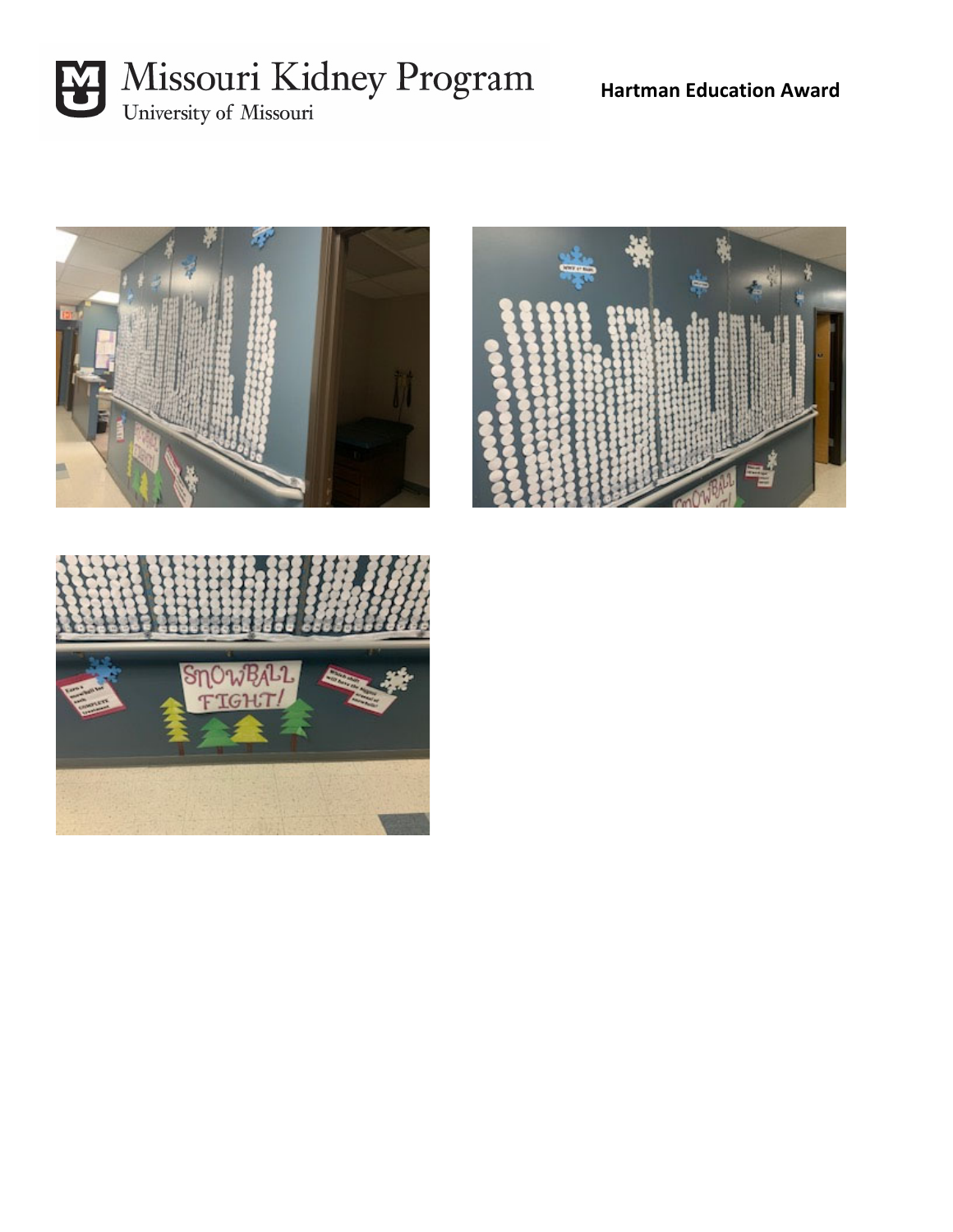Missouri Kidney Program
University of Missouri

**Hartman Education Award**